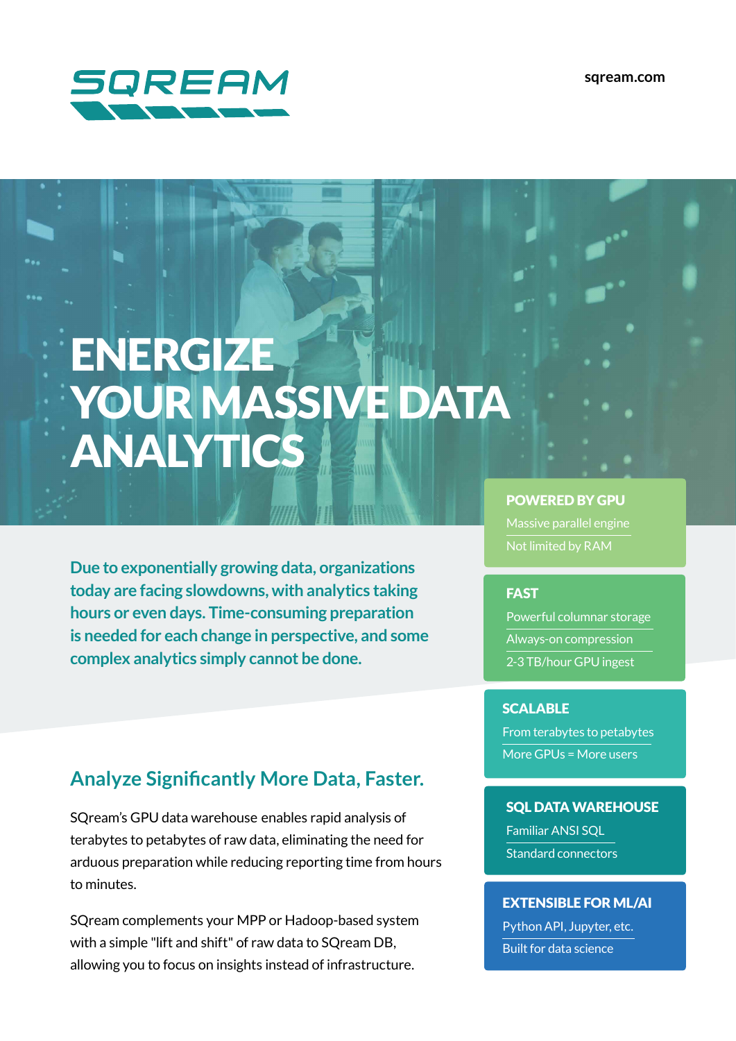SQREAM

sqream.com

# ENERGIZE YOUR MASSIVE DATA ANALYTICS

**Due to exponentially growing data, organizations today are facing slowdowns, with analytics taking hours or even days. Time-consuming preparation is needed for each change in perspective, and some complex analytics simply cannot be done.**

## Analyze Significantly More Data, Faster.

SQream's GPU data warehouse enables rapid analysis of terabytes to petabytes of raw data, eliminating the need for arduous preparation while reducing reporting time from hours to minutes.

SQream complements your MPP or Hadoop-based system with a simple "lift and shift" of raw data to SQream DB, allowing you to focus on insights instead of infrastructure.

### POWERED BY GPU

- Massive parallel engine
- Not limited by RAM

### FAST

- Powerful columnar storage
- Always-on compression
- 2-3 TB/hour GPU ingest

### SCALABLE

- From terabytes to petabytes
- More GPUs = More users

### SQL DATA WAREHOUSE

- Familiar ANSI SQL
- Standard connectors

### EXTENSIBLE FOR ML/AI

- Python API, Jupyter, etc.
- Built for data science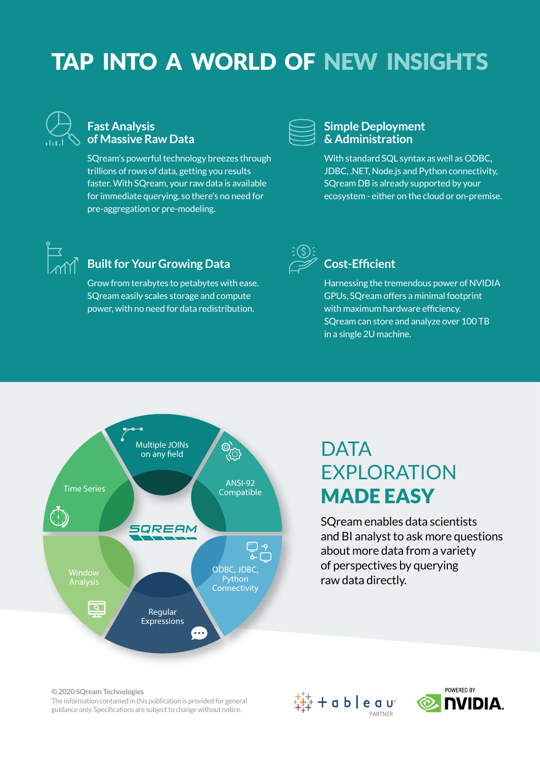# TAP INTO A WORLD OF NEW INSIGHTS

### Fast Analysis of Massive Raw Data

SQream's powerful technology breezes through trillions of rows of data, getting you results faster. With SQream, your raw data is available for immediate querying, so there's no need for pre-aggregation or pre-modeling.

### Simple Deployment & Administration

With standard SQL syntax as well as ODBC, JDBC, .NET, Node.js and Python connectivity, SQream DB is already supported by your ecosystem - either on the cloud or on-premise.

### Built for Your Growing Data

Grow from terabytes to petabytes with ease. SQream easily scales storage and compute power, with no need for data redistribution.

### Cost-Efficient

Harnessing the tremendous power of NVIDIA GPUs, SQream offers a minimal footprint with maximum hardware efficiency. SQream can store and analyze over 100 TB in a single 2U machine.

Multiple JOINs on any field

ANSI-92 Compatible

ODBC, JDBC, Python Connectivity

Regular Expressions

Window Analysis

Time Series

SQREAM

## DATA EXPLORATION **MADE EASY**

SQream enables data scientists and BI analyst to ask more questions about more data from a variety of perspectives by querying raw data directly.

© 2020 SQream Technologies
The information contained in this publication is provided for general guidance only. Specifications are subject to change without notice.

tableau PARTNER

POWERED BY NVIDIA.